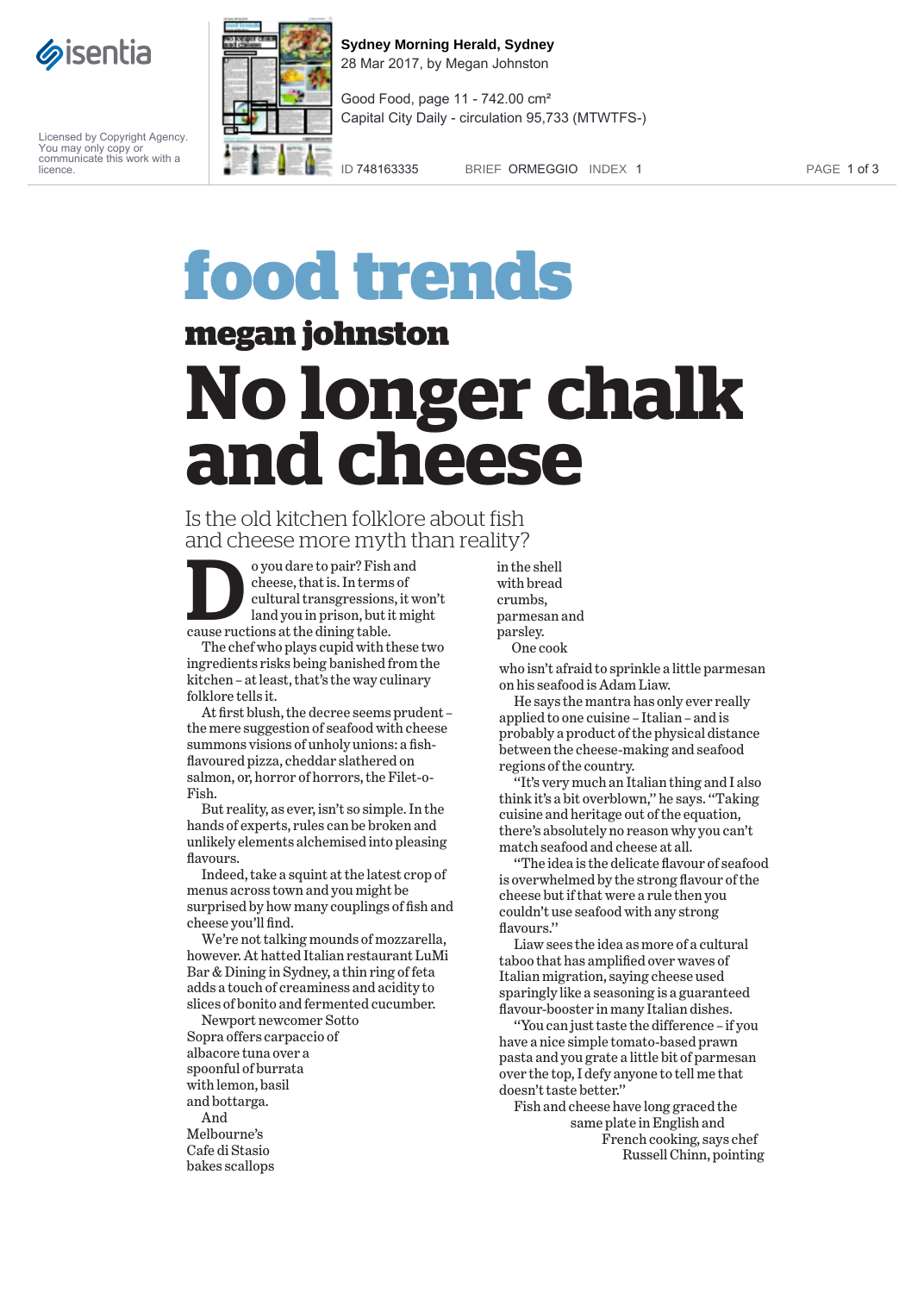Sydney Morning Herald, Sydney
28 Mar 2017, by Megan Johnston

Good Food, page 11 - 742.00 cm²
Capital City Daily - circulation 95,733 (MTWTFS-)

ID 748163335 BRIEF ORMEGGIO INDEX 1

Licensed by Copyright Agency. You may only copy or communicate this work with a licence.

# food trends

## megan johnston

# No longer chalk and cheese

Is the old kitchen folklore about fish and cheese more myth than reality?

Do you dare to pair? Fish and cheese, that is. In terms of cultural transgressions, it won't land you in prison, but it might cause ructions at the dining table.

The chef who plays cupid with these two ingredients risks being banished from the kitchen – at least, that's the way culinary folklore tells it.

At first blush, the decree seems prudent – the mere suggestion of seafood with cheese summons visions of unholy unions: a fish-flavoured pizza, cheddar slathered on salmon, or, horror of horrors, the Filet-o-Fish.

But reality, as ever, isn't so simple. In the hands of experts, rules can be broken and unlikely elements alchemised into pleasing flavours.

Indeed, take a squint at the latest crop of menus across town and you might be surprised by how many couplings of fish and cheese you'll find.

We're not talking mounds of mozzarella, however. At hatted Italian restaurant LuMi Bar & Dining in Sydney, a thin ring of feta adds a touch of creaminess and acidity to slices of bonito and fermented cucumber.

Newport newcomer Sotto Sopra offers carpaccio of albacore tuna over a spoonful of burrata with lemon, basil and bottarga.

And Melbourne's Cafe di Stasio bakes scallops in the shell with bread crumbs, parmesan and parsley.

One cook who isn't afraid to sprinkle a little parmesan on his seafood is Adam Liaw.

He says the mantra has only ever really applied to one cuisine – Italian – and is probably a product of the physical distance between the cheese-making and seafood regions of the country.

"It's very much an Italian thing and I also think it's a bit overblown," he says. "Taking cuisine and heritage out of the equation, there's absolutely no reason why you can't match seafood and cheese at all.

"The idea is the delicate flavour of seafood is overwhelmed by the strong flavour of the cheese but if that were a rule then you couldn't use seafood with any strong flavours."

Liaw sees the idea as more of a cultural taboo that has amplified over waves of Italian migration, saying cheese used sparingly like a seasoning is a guaranteed flavour-booster in many Italian dishes.

"You can just taste the difference – if you have a nice simple tomato-based prawn pasta and you grate a little bit of parmesan over the top, I defy anyone to tell me that doesn't taste better."

Fish and cheese have long graced the same plate in English and French cooking, says chef Russell Chinn, pointing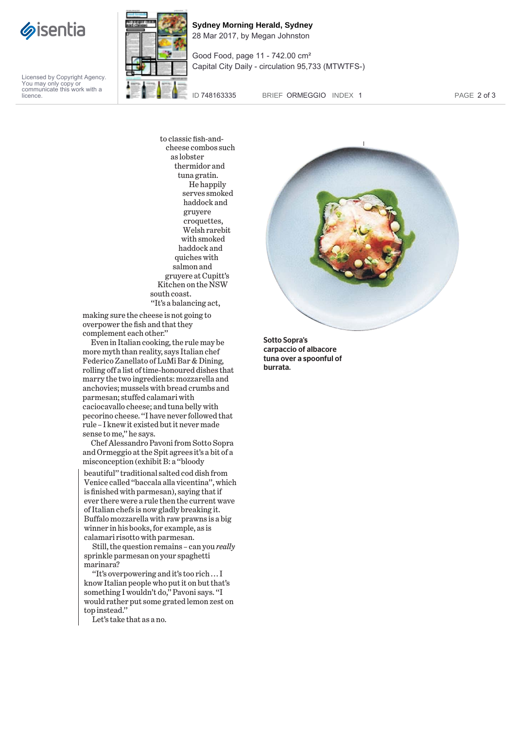to classic fish-and-cheese combos such as lobster thermidor and tuna gratin. He happily serves smoked haddock and gruyere croquettes, Welsh rarebit with smoked haddock and quiches with salmon and gruyere at Cupitt's Kitchen on the NSW south coast. "It's a balancing act, making sure the cheese is not going to overpower the fish and that they complement each other."

Even in Italian cooking, the rule may be more myth than reality, says Italian chef Federico Zanellato of LuMi Bar & Dining, rolling off a list of time-honoured dishes that marry the two ingredients: mozzarella and anchovies; mussels with bread crumbs and parmesan; stuffed calamari with caciocavallo cheese; and tuna belly with pecorino cheese. "I have never followed that rule – I knew it existed but it never made sense to me," he says.

Chef Alessandro Pavoni from Sotto Sopra and Ormeggio at the Spit agrees it's a bit of a misconception (exhibit B: a "bloody beautiful" traditional salted cod dish from Venice called "baccala alla vicentina", which is finished with parmesan), saying that if ever there were a rule then the current wave of Italian chefs is now gladly breaking it. Buffalo mozzarella with raw prawns is a big winner in his books, for example, as is calamari risotto with parmesan.

Still, the question remains – can you *really* sprinkle parmesan on your spaghetti marinara?

"It's overpowering and it's too rich ... I know Italian people who put it on but that's something I wouldn't do," Pavoni says. "I would rather put some grated lemon zest on top instead."

Let's take that as a no.

**Sotto Sopra's carpaccio of albacore tuna over a spoonful of burrata.**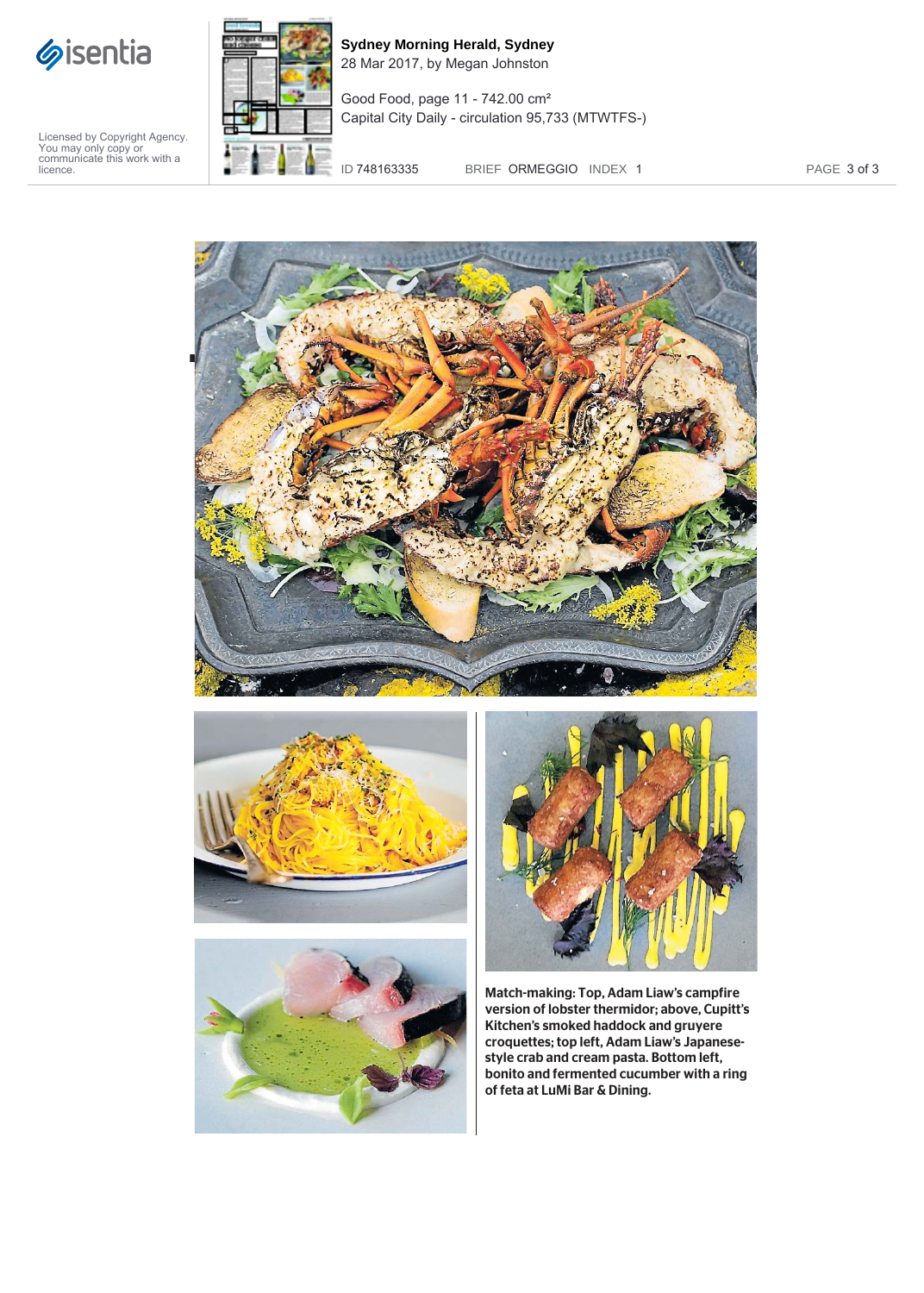Match-making: Top, Adam Liaw's campfire version of lobster thermidor; above, Cupitt's Kitchen's smoked haddock and gruyere croquettes; top left, Adam Liaw's Japanese-style crab and cream pasta. Bottom left, bonito and fermented cucumber with a ring of feta at LuMi Bar & Dining.